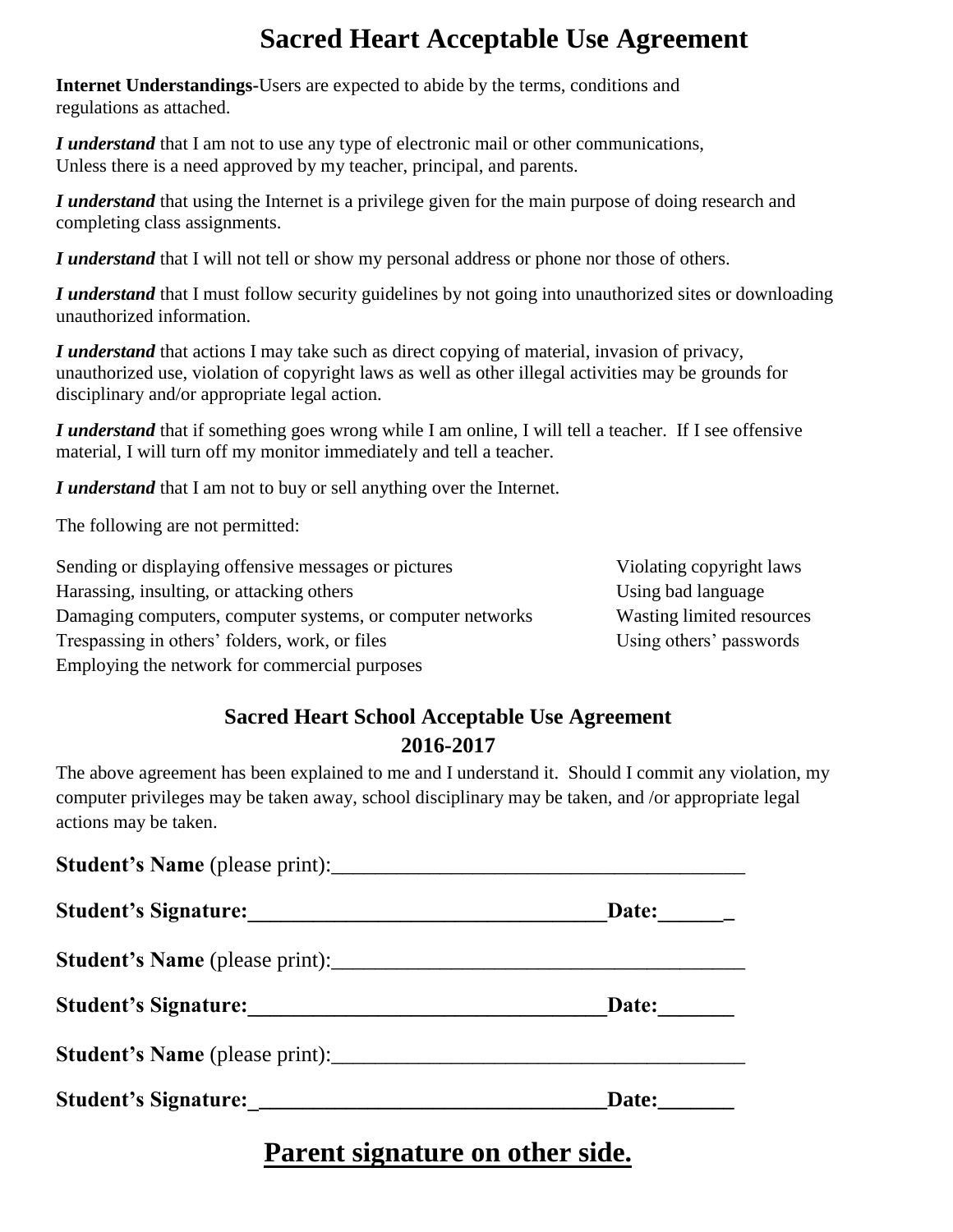# Sacred Heart Acceptable Use Agreement

**Internet Understandings-**Users are expected to abide by the terms, conditions and regulations as attached.

***I understand*** that I am not to use any type of electronic mail or other communications, Unless there is a need approved by my teacher, principal, and parents.

***I understand*** that using the Internet is a privilege given for the main purpose of doing research and completing class assignments.

***I understand*** that I will not tell or show my personal address or phone nor those of others.

***I understand*** that I must follow security guidelines by not going into unauthorized sites or downloading unauthorized information.

***I understand*** that actions I may take such as direct copying of material, invasion of privacy, unauthorized use, violation of copyright laws as well as other illegal activities may be grounds for disciplinary and/or appropriate legal action.

***I understand*** that if something goes wrong while I am online, I will tell a teacher. If I see offensive material, I will turn off my monitor immediately and tell a teacher.

***I understand*** that I am not to buy or sell anything over the Internet.

The following are not permitted:

- Sending or displaying offensive messages or pictures
- Harassing, insulting, or attacking others
- Damaging computers, computer systems, or computer networks
- Trespassing in others' folders, work, or files
- Employing the network for commercial purposes
- Violating copyright laws
- Using bad language
- Wasting limited resources
- Using others' passwords

## Sacred Heart School Acceptable Use Agreement
## 2016-2017

The above agreement has been explained to me and I understand it. Should I commit any violation, my computer privileges may be taken away, school disciplinary may be taken, and /or appropriate legal actions may be taken.

**Student's Name** (please print):______________________________________

**Student's Signature:________________________________Date:______**

**Student's Name** (please print):______________________________________

**Student's Signature:________________________________Date:_______**

**Student's Name** (please print):______________________________________

**Student's Signature:________________________________Date:_______**

# <u>Parent signature on other side.</u>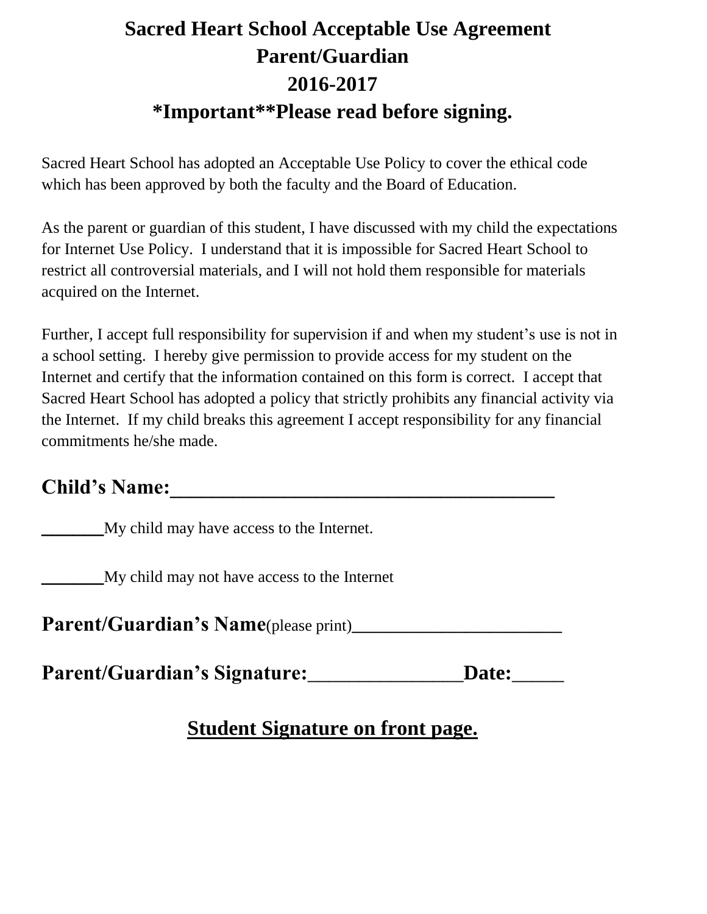# Sacred Heart School Acceptable Use Agreement
# Parent/Guardian
# 2016-2017
# *Important**Please read before signing.

Sacred Heart School has adopted an Acceptable Use Policy to cover the ethical code which has been approved by both the faculty and the Board of Education.

As the parent or guardian of this student, I have discussed with my child the expectations for Internet Use Policy. I understand that it is impossible for Sacred Heart School to restrict all controversial materials, and I will not hold them responsible for materials acquired on the Internet.

Further, I accept full responsibility for supervision if and when my student's use is not in a school setting. I hereby give permission to provide access for my student on the Internet and certify that the information contained on this form is correct. I accept that Sacred Heart School has adopted a policy that strictly prohibits any financial activity via the Internet. If my child breaks this agreement I accept responsibility for any financial commitments he/she made.

**Child's Name:______________________________________**

_______My child may have access to the Internet.

_______My child may not have access to the Internet

**Parent/Guardian's Name**(please print)_______________________

**Parent/Guardian's Signature:_______________Date:_____**

**<u>Student Signature on front page.</u>**